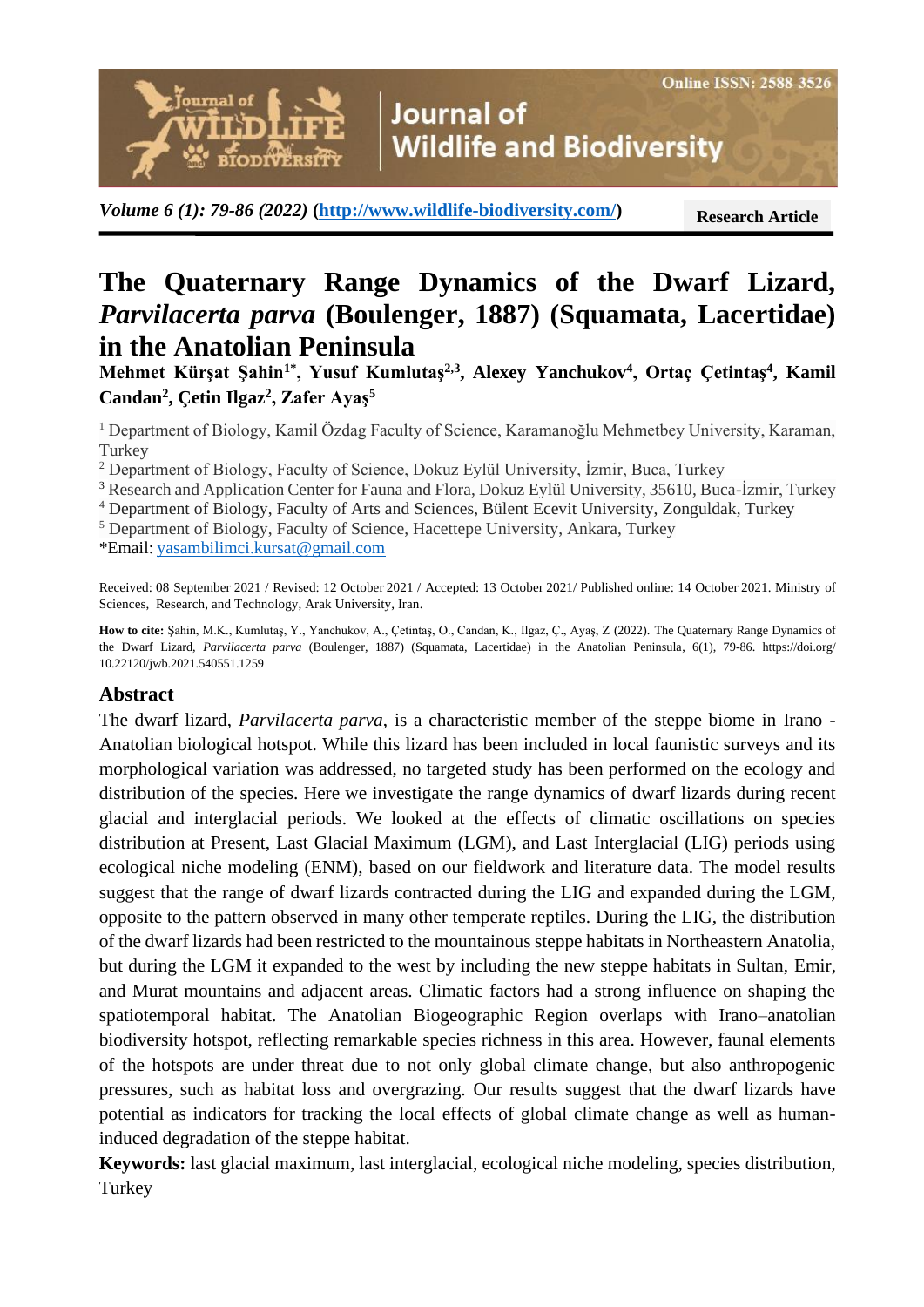**Research Article**

# The Quaternary Range Dynamics of the Dwarf Lizard, *Parvilacerta parva* (Boulenger, 1887) (Squamata, Lacertidae) in the Anatolian Peninsula

**Mehmet Kürşat Şahin[1*], Yusuf Kumlutaş[2,3], Alexey Yanchukov[4], Ortaç Çetintaş[4], Kamil Candan[2], Çetin Ilgaz[2], Zafer Ayaş[5]**

[1] Department of Biology, Kamil Özdag Faculty of Science, Karamanoğlu Mehmetbey University, Karaman, Turkey
[2] Department of Biology, Faculty of Science, Dokuz Eylül University, İzmir, Buca, Turkey
[3] Research and Application Center for Fauna and Flora, Dokuz Eylül University, 35610, Buca-İzmir, Turkey
[4] Department of Biology, Faculty of Arts and Sciences, Bülent Ecevit University, Zonguldak, Turkey
[5] Department of Biology, Faculty of Science, Hacettepe University, Ankara, Turkey
*Email: yasambilimci.kursat@gmail.com

Received: 08 September 2021 / Revised: 12 October 2021 / Accepted: 13 October 2021/ Published online: 14 October 2021. Ministry of Sciences, Research, and Technology, Arak University, Iran.

**How to cite:** Şahin, M.K., Kumlutaş, Y., Yanchukov, A., Çetintaş, O., Candan, K., Ilgaz, Ç., Ayaş, Z (2022). The Quaternary Range Dynamics of the Dwarf Lizard, *Parvilacerta parva* (Boulenger, 1887) (Squamata, Lacertidae) in the Anatolian Peninsula, 6(1), 79-86. https://doi.org/10.22120/jwb.2021.540551.1259

## Abstract

The dwarf lizard, *Parvilacerta parva*, is a characteristic member of the steppe biome in Irano - Anatolian biological hotspot. While this lizard has been included in local faunistic surveys and its morphological variation was addressed, no targeted study has been performed on the ecology and distribution of the species. Here we investigate the range dynamics of dwarf lizards during recent glacial and interglacial periods. We looked at the effects of climatic oscillations on species distribution at Present, Last Glacial Maximum (LGM), and Last Interglacial (LIG) periods using ecological niche modeling (ENM), based on our fieldwork and literature data. The model results suggest that the range of dwarf lizards contracted during the LIG and expanded during the LGM, opposite to the pattern observed in many other temperate reptiles. During the LIG, the distribution of the dwarf lizards had been restricted to the mountainous steppe habitats in Northeastern Anatolia, but during the LGM it expanded to the west by including the new steppe habitats in Sultan, Emir, and Murat mountains and adjacent areas. Climatic factors had a strong influence on shaping the spatiotemporal habitat. The Anatolian Biogeographic Region overlaps with Irano–anatolian biodiversity hotspot, reflecting remarkable species richness in this area. However, faunal elements of the hotspots are under threat due to not only global climate change, but also anthropogenic pressures, such as habitat loss and overgrazing. Our results suggest that the dwarf lizards have potential as indicators for tracking the local effects of global climate change as well as human-induced degradation of the steppe habitat.

**Keywords:** last glacial maximum, last interglacial, ecological niche modeling, species distribution, Turkey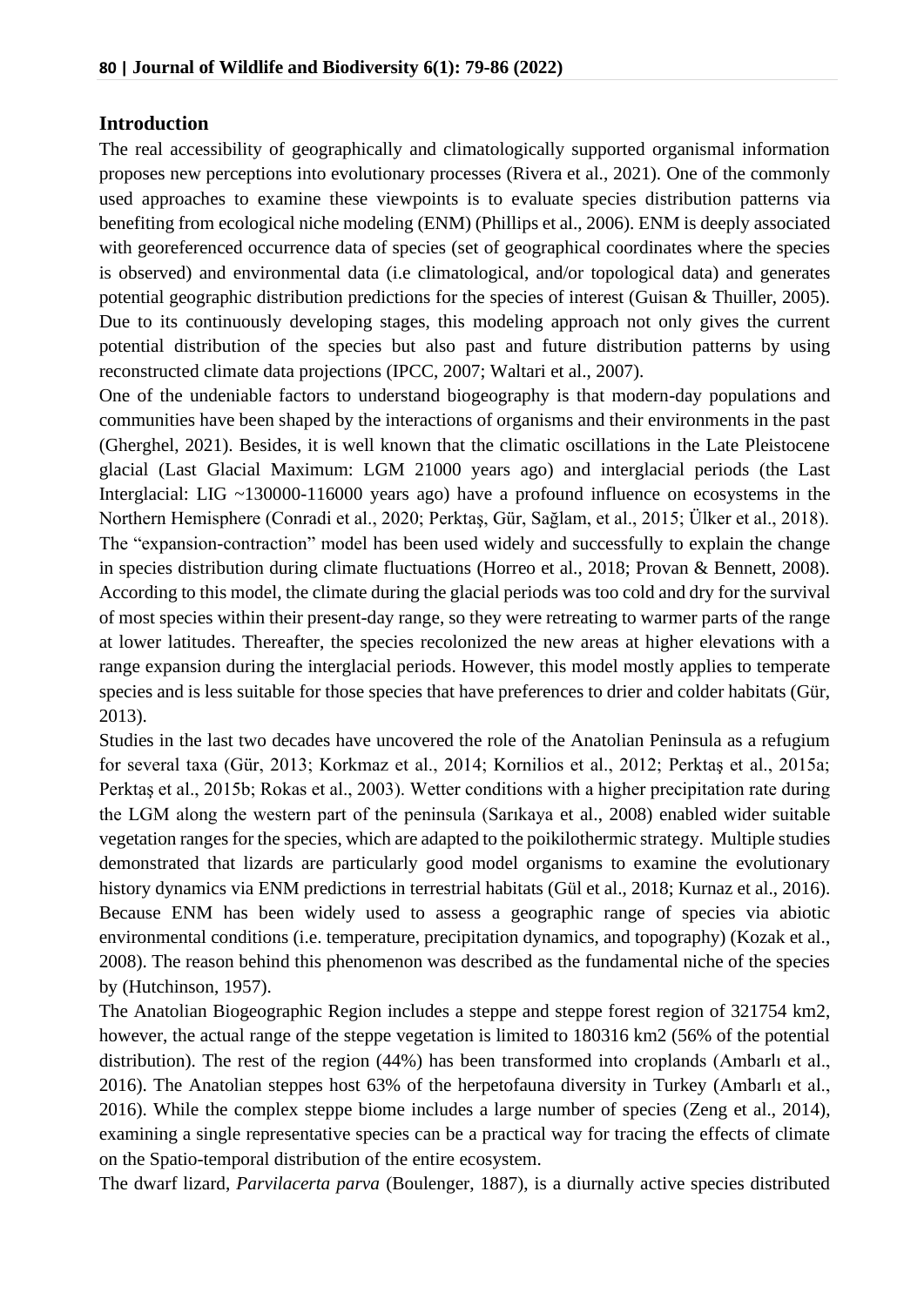## Introduction

The real accessibility of geographically and climatologically supported organismal information proposes new perceptions into evolutionary processes (Rivera et al., 2021). One of the commonly used approaches to examine these viewpoints is to evaluate species distribution patterns via benefiting from ecological niche modeling (ENM) (Phillips et al., 2006). ENM is deeply associated with georeferenced occurrence data of species (set of geographical coordinates where the species is observed) and environmental data (i.e climatological, and/or topological data) and generates potential geographic distribution predictions for the species of interest (Guisan & Thuiller, 2005). Due to its continuously developing stages, this modeling approach not only gives the current potential distribution of the species but also past and future distribution patterns by using reconstructed climate data projections (IPCC, 2007; Waltari et al., 2007).

One of the undeniable factors to understand biogeography is that modern-day populations and communities have been shaped by the interactions of organisms and their environments in the past (Gherghel, 2021). Besides, it is well known that the climatic oscillations in the Late Pleistocene glacial (Last Glacial Maximum: LGM 21000 years ago) and interglacial periods (the Last Interglacial: LIG ~130000-116000 years ago) have a profound influence on ecosystems in the Northern Hemisphere (Conradi et al., 2020; Perktaş, Gür, Sağlam, et al., 2015; Ülker et al., 2018). The "expansion-contraction" model has been used widely and successfully to explain the change in species distribution during climate fluctuations (Horreo et al., 2018; Provan & Bennett, 2008). According to this model, the climate during the glacial periods was too cold and dry for the survival of most species within their present-day range, so they were retreating to warmer parts of the range at lower latitudes. Thereafter, the species recolonized the new areas at higher elevations with a range expansion during the interglacial periods. However, this model mostly applies to temperate species and is less suitable for those species that have preferences to drier and colder habitats (Gür, 2013).

Studies in the last two decades have uncovered the role of the Anatolian Peninsula as a refugium for several taxa (Gür, 2013; Korkmaz et al., 2014; Kornilios et al., 2012; Perktaş et al., 2015a; Perktaş et al., 2015b; Rokas et al., 2003). Wetter conditions with a higher precipitation rate during the LGM along the western part of the peninsula (Sarıkaya et al., 2008) enabled wider suitable vegetation ranges for the species, which are adapted to the poikilothermic strategy. Multiple studies demonstrated that lizards are particularly good model organisms to examine the evolutionary history dynamics via ENM predictions in terrestrial habitats (Gül et al., 2018; Kurnaz et al., 2016). Because ENM has been widely used to assess a geographic range of species via abiotic environmental conditions (i.e. temperature, precipitation dynamics, and topography) (Kozak et al., 2008). The reason behind this phenomenon was described as the fundamental niche of the species by (Hutchinson, 1957).

The Anatolian Biogeographic Region includes a steppe and steppe forest region of 321754 km2, however, the actual range of the steppe vegetation is limited to 180316 km2 (56% of the potential distribution). The rest of the region (44%) has been transformed into croplands (Ambarlı et al., 2016). The Anatolian steppes host 63% of the herpetofauna diversity in Turkey (Ambarlı et al., 2016). While the complex steppe biome includes a large number of species (Zeng et al., 2014), examining a single representative species can be a practical way for tracing the effects of climate on the Spatio-temporal distribution of the entire ecosystem.

The dwarf lizard, *Parvilacerta parva* (Boulenger, 1887), is a diurnally active species distributed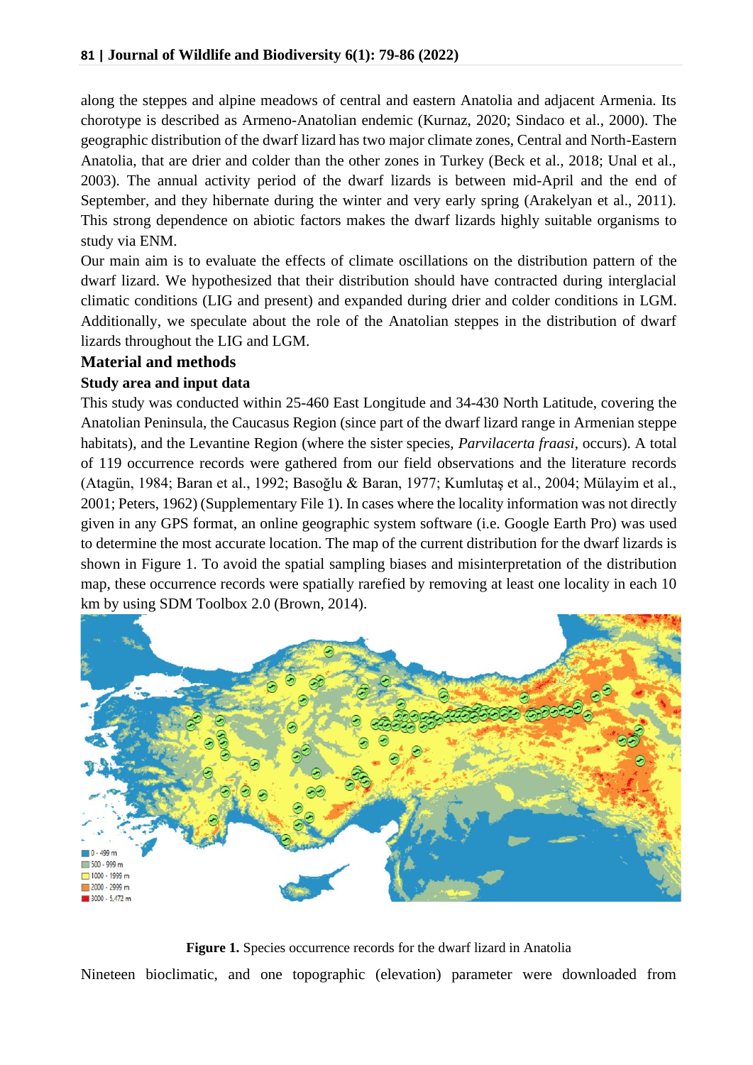along the steppes and alpine meadows of central and eastern Anatolia and adjacent Armenia. Its chorotype is described as Armeno-Anatolian endemic (Kurnaz, 2020; Sindaco et al., 2000). The geographic distribution of the dwarf lizard has two major climate zones, Central and North-Eastern Anatolia, that are drier and colder than the other zones in Turkey (Beck et al., 2018; Unal et al., 2003). The annual activity period of the dwarf lizards is between mid-April and the end of September, and they hibernate during the winter and very early spring (Arakelyan et al., 2011). This strong dependence on abiotic factors makes the dwarf lizards highly suitable organisms to study via ENM.

Our main aim is to evaluate the effects of climate oscillations on the distribution pattern of the dwarf lizard. We hypothesized that their distribution should have contracted during interglacial climatic conditions (LIG and present) and expanded during drier and colder conditions in LGM. Additionally, we speculate about the role of the Anatolian steppes in the distribution of dwarf lizards throughout the LIG and LGM.

## Material and methods

### Study area and input data

This study was conducted within 25-460 East Longitude and 34-430 North Latitude, covering the Anatolian Peninsula, the Caucasus Region (since part of the dwarf lizard range in Armenian steppe habitats), and the Levantine Region (where the sister species, *Parvilacerta fraasi*, occurs). A total of 119 occurrence records were gathered from our field observations and the literature records (Atagün, 1984; Baran et al., 1992; Basoğlu & Baran, 1977; Kumlutaş et al., 2004; Mülayim et al., 2001; Peters, 1962) (Supplementary File 1). In cases where the locality information was not directly given in any GPS format, an online geographic system software (i.e. Google Earth Pro) was used to determine the most accurate location. The map of the current distribution for the dwarf lizards is shown in Figure 1. To avoid the spatial sampling biases and misinterpretation of the distribution map, these occurrence records were spatially rarefied by removing at least one locality in each 10 km by using SDM Toolbox 2.0 (Brown, 2014).

**Figure 1.** Species occurrence records for the dwarf lizard in Anatolia

Nineteen bioclimatic, and one topographic (elevation) parameter were downloaded from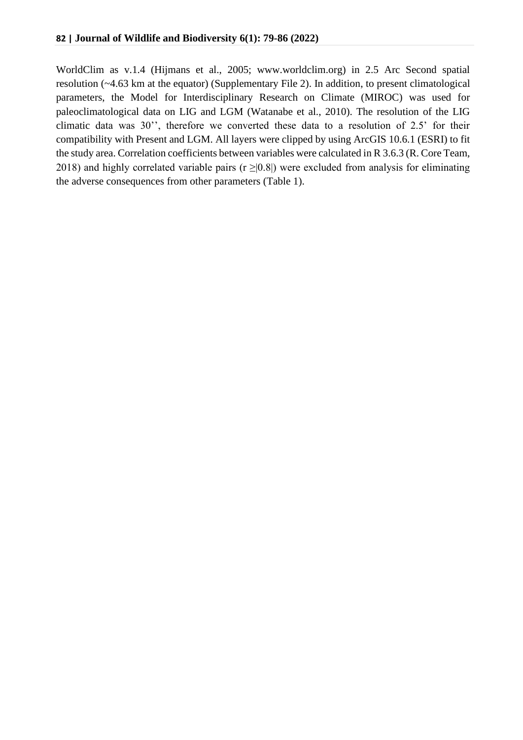WorldClim as v.1.4 (Hijmans et al., 2005; www.worldclim.org) in 2.5 Arc Second spatial resolution (~4.63 km at the equator) (Supplementary File 2). In addition, to present climatological parameters, the Model for Interdisciplinary Research on Climate (MIROC) was used for paleoclimatological data on LIG and LGM (Watanabe et al., 2010). The resolution of the LIG climatic data was 30'', therefore we converted these data to a resolution of 2.5' for their compatibility with Present and LGM. All layers were clipped by using ArcGIS 10.6.1 (ESRI) to fit the study area. Correlation coefficients between variables were calculated in R 3.6.3 (R. Core Team, 2018) and highly correlated variable pairs ($r \geq |0.8|$) were excluded from analysis for eliminating the adverse consequences from other parameters (Table 1).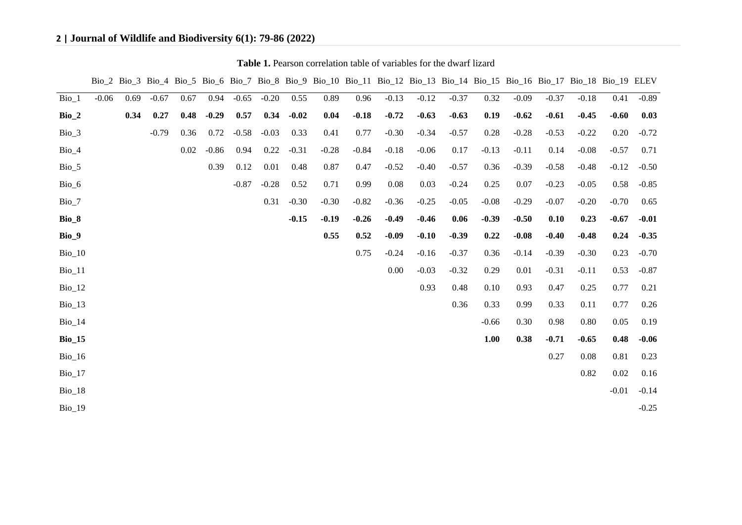**Table 1.** Pearson correlation table of variables for the dwarf lizard

| | Bio_2 | Bio_3 | Bio_4 | Bio_5 | Bio_6 | Bio_7 | Bio_8 | Bio_9 | Bio_10 | Bio_11 | Bio_12 | Bio_13 | Bio_14 | Bio_15 | Bio_16 | Bio_17 | Bio_18 | Bio_19 | ELEV |
|---|---|---|---|---|---|---|---|---|---|---|---|---|---|---|---|---|---|---|---|
| Bio_1 | -0.06 | 0.69 | -0.67 | 0.67 | 0.94 | -0.65 | -0.20 | 0.55 | 0.89 | 0.96 | -0.13 | -0.12 | -0.37 | 0.32 | -0.09 | -0.37 | -0.18 | 0.41 | -0.89 |
| **Bio_2** | | **0.34** | **0.27** | **0.48** | **-0.29** | **0.57** | **0.34** | **-0.02** | **0.04** | **-0.18** | **-0.72** | **-0.63** | **-0.63** | **0.19** | **-0.62** | **-0.61** | **-0.45** | **-0.60** | **0.03** |
| Bio_3 | | | -0.79 | 0.36 | 0.72 | -0.58 | -0.03 | 0.33 | 0.41 | 0.77 | -0.30 | -0.34 | -0.57 | 0.28 | -0.28 | -0.53 | -0.22 | 0.20 | -0.72 |
| Bio_4 | | | | 0.02 | -0.86 | 0.94 | 0.22 | -0.31 | -0.28 | -0.84 | -0.18 | -0.06 | 0.17 | -0.13 | -0.11 | 0.14 | -0.08 | -0.57 | 0.71 |
| Bio_5 | | | | | 0.39 | 0.12 | 0.01 | 0.48 | 0.87 | 0.47 | -0.52 | -0.40 | -0.57 | 0.36 | -0.39 | -0.58 | -0.48 | -0.12 | -0.50 |
| Bio_6 | | | | | | -0.87 | -0.28 | 0.52 | 0.71 | 0.99 | 0.08 | 0.03 | -0.24 | 0.25 | 0.07 | -0.23 | -0.05 | 0.58 | -0.85 |
| Bio_7 | | | | | | | 0.31 | -0.30 | -0.30 | -0.82 | -0.36 | -0.25 | -0.05 | -0.08 | -0.29 | -0.07 | -0.20 | -0.70 | 0.65 |
| **Bio_8** | | | | | | | | **-0.15** | **-0.19** | **-0.26** | **-0.49** | **-0.46** | **0.06** | **-0.39** | **-0.50** | **0.10** | **0.23** | **-0.67** | **-0.01** |
| **Bio_9** | | | | | | | | | **0.55** | **0.52** | **-0.09** | **-0.10** | **-0.39** | **0.22** | **-0.08** | **-0.40** | **-0.48** | **0.24** | **-0.35** |
| Bio_10 | | | | | | | | | | 0.75 | -0.24 | -0.16 | -0.37 | 0.36 | -0.14 | -0.39 | -0.30 | 0.23 | -0.70 |
| Bio_11 | | | | | | | | | | | 0.00 | -0.03 | -0.32 | 0.29 | 0.01 | -0.31 | -0.11 | 0.53 | -0.87 |
| Bio_12 | | | | | | | | | | | | 0.93 | 0.48 | 0.10 | 0.93 | 0.47 | 0.25 | 0.77 | 0.21 |
| Bio_13 | | | | | | | | | | | | | 0.36 | 0.33 | 0.99 | 0.33 | 0.11 | 0.77 | 0.26 |
| Bio_14 | | | | | | | | | | | | | | -0.66 | 0.30 | 0.98 | 0.80 | 0.05 | 0.19 |
| **Bio_15** | | | | | | | | | | | | | | **1.00** | **0.38** | **-0.71** | **-0.65** | **0.48** | **-0.06** |
| Bio_16 | | | | | | | | | | | | | | | | 0.27 | 0.08 | 0.81 | 0.23 |
| Bio_17 | | | | | | | | | | | | | | | | | 0.82 | 0.02 | 0.16 |
| Bio_18 | | | | | | | | | | | | | | | | | | -0.01 | -0.14 |
| Bio_19 | | | | | | | | | | | | | | | | | | | -0.25 |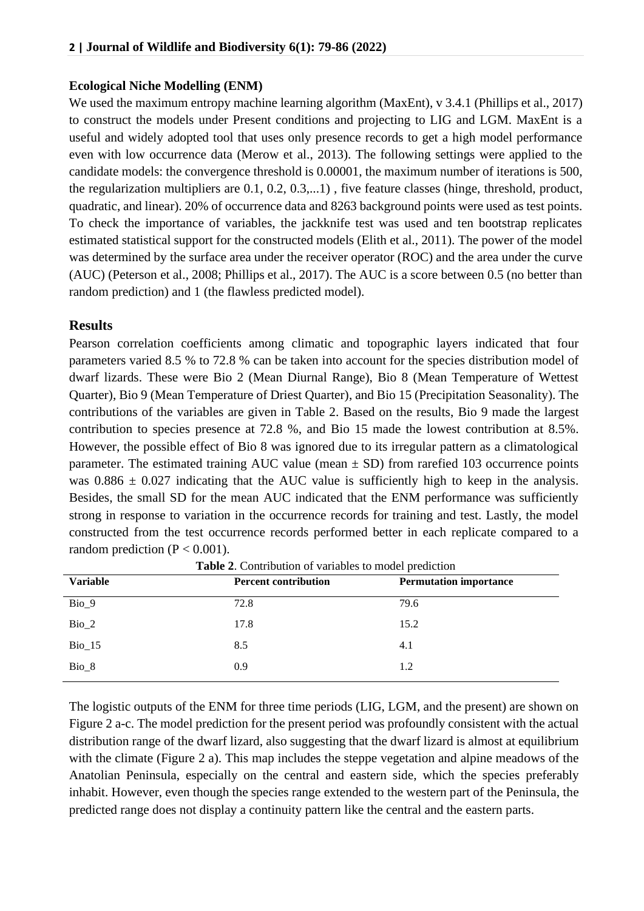**Ecological Niche Modelling (ENM)**

We used the maximum entropy machine learning algorithm (MaxEnt), v 3.4.1 (Phillips et al., 2017) to construct the models under Present conditions and projecting to LIG and LGM. MaxEnt is a useful and widely adopted tool that uses only presence records to get a high model performance even with low occurrence data (Merow et al., 2013). The following settings were applied to the candidate models: the convergence threshold is 0.00001, the maximum number of iterations is 500, the regularization multipliers are 0.1, 0.2, 0.3,...1) , five feature classes (hinge, threshold, product, quadratic, and linear). 20% of occurrence data and 8263 background points were used as test points. To check the importance of variables, the jackknife test was used and ten bootstrap replicates estimated statistical support for the constructed models (Elith et al., 2011). The power of the model was determined by the surface area under the receiver operator (ROC) and the area under the curve (AUC) (Peterson et al., 2008; Phillips et al., 2017). The AUC is a score between 0.5 (no better than random prediction) and 1 (the flawless predicted model).

## Results

Pearson correlation coefficients among climatic and topographic layers indicated that four parameters varied 8.5 % to 72.8 % can be taken into account for the species distribution model of dwarf lizards. These were Bio 2 (Mean Diurnal Range), Bio 8 (Mean Temperature of Wettest Quarter), Bio 9 (Mean Temperature of Driest Quarter), and Bio 15 (Precipitation Seasonality). The contributions of the variables are given in Table 2. Based on the results, Bio 9 made the largest contribution to species presence at 72.8 %, and Bio 15 made the lowest contribution at 8.5%. However, the possible effect of Bio 8 was ignored due to its irregular pattern as a climatological parameter. The estimated training AUC value (mean $\pm$ SD) from rarefied 103 occurrence points was $0.886 \pm 0.027$ indicating that the AUC value is sufficiently high to keep in the analysis. Besides, the small SD for the mean AUC indicated that the ENM performance was sufficiently strong in response to variation in the occurrence records for training and test. Lastly, the model constructed from the test occurrence records performed better in each replicate compared to a random prediction ($P < 0.001$).

**Table 2**. Contribution of variables to model prediction

| Variable | Percent contribution | Permutation importance |
|---|---|---|
| Bio_9 | 72.8 | 79.6 |
| Bio_2 | 17.8 | 15.2 |
| Bio_15 | 8.5 | 4.1 |
| Bio_8 | 0.9 | 1.2 |

The logistic outputs of the ENM for three time periods (LIG, LGM, and the present) are shown on Figure 2 a-c. The model prediction for the present period was profoundly consistent with the actual distribution range of the dwarf lizard, also suggesting that the dwarf lizard is almost at equilibrium with the climate (Figure 2 a). This map includes the steppe vegetation and alpine meadows of the Anatolian Peninsula, especially on the central and eastern side, which the species preferably inhabit. However, even though the species range extended to the western part of the Peninsula, the predicted range does not display a continuity pattern like the central and the eastern parts.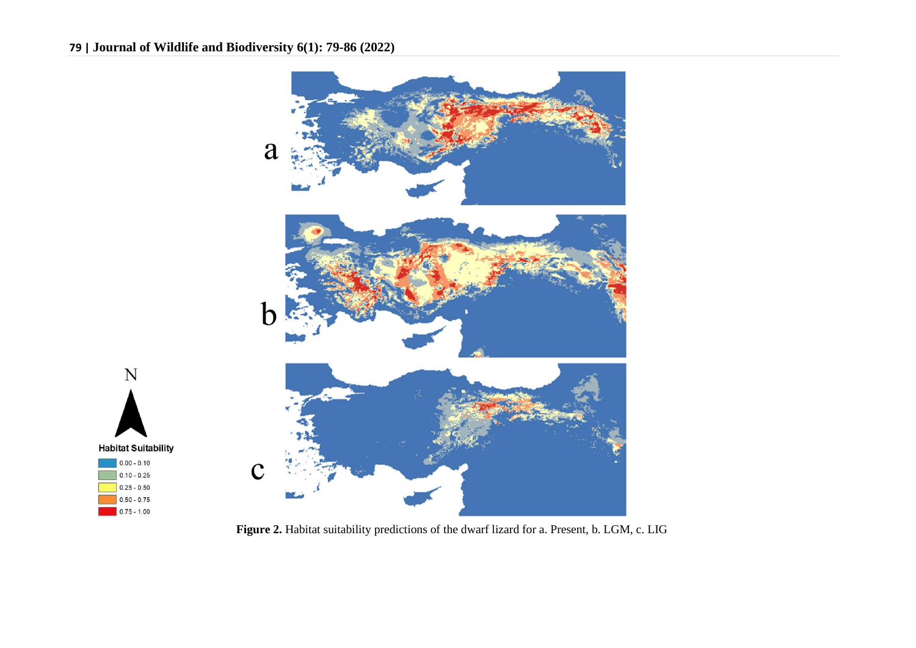**Figure 2.** Habitat suitability predictions of the dwarf lizard for a. Present, b. LGM, c. LIG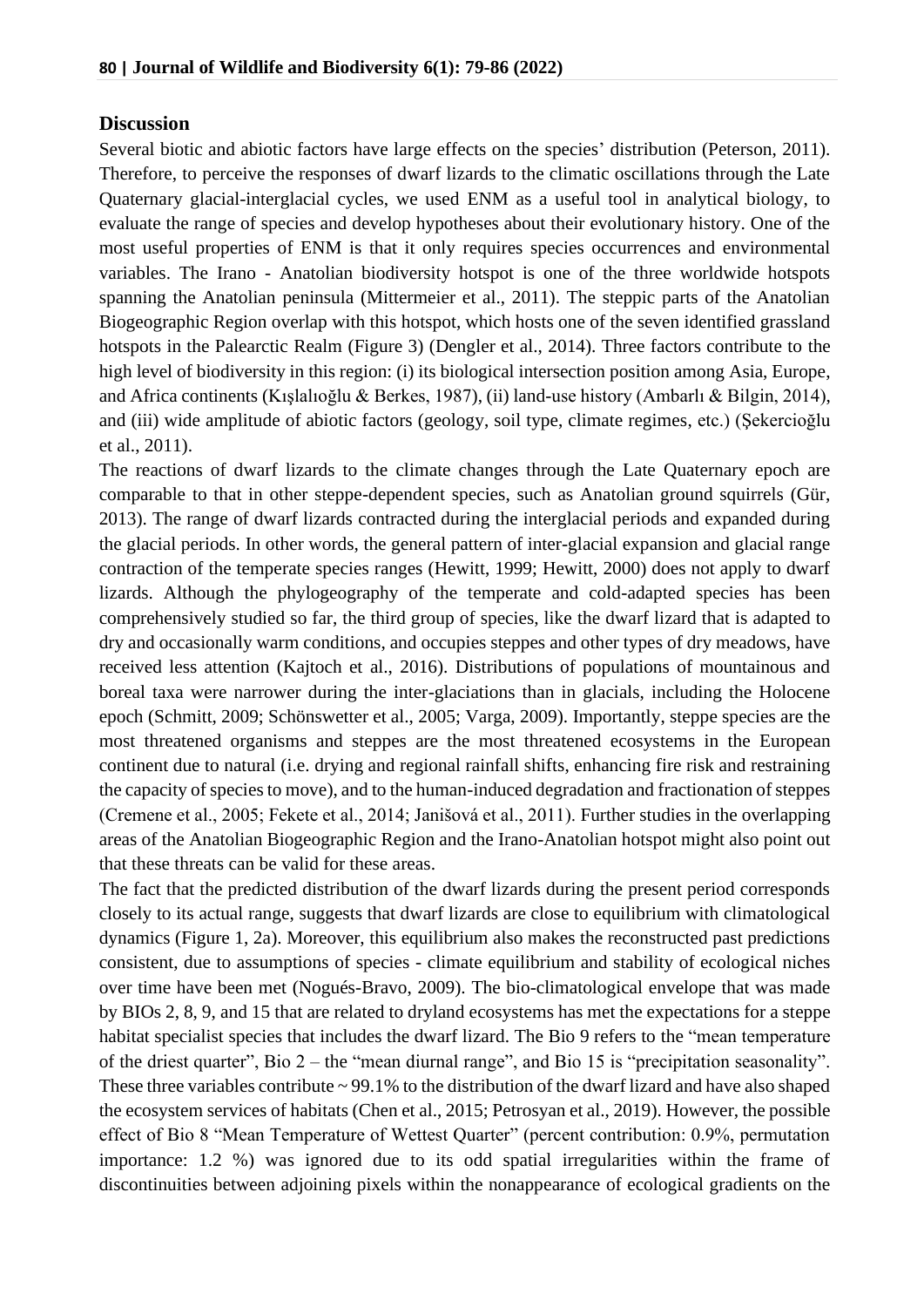## Discussion

Several biotic and abiotic factors have large effects on the species' distribution (Peterson, 2011). Therefore, to perceive the responses of dwarf lizards to the climatic oscillations through the Late Quaternary glacial-interglacial cycles, we used ENM as a useful tool in analytical biology, to evaluate the range of species and develop hypotheses about their evolutionary history. One of the most useful properties of ENM is that it only requires species occurrences and environmental variables. The Irano - Anatolian biodiversity hotspot is one of the three worldwide hotspots spanning the Anatolian peninsula (Mittermeier et al., 2011). The steppic parts of the Anatolian Biogeographic Region overlap with this hotspot, which hosts one of the seven identified grassland hotspots in the Palearctic Realm (Figure 3) (Dengler et al., 2014). Three factors contribute to the high level of biodiversity in this region: (i) its biological intersection position among Asia, Europe, and Africa continents (Kışlalıoğlu & Berkes, 1987), (ii) land-use history (Ambarlı & Bilgin, 2014), and (iii) wide amplitude of abiotic factors (geology, soil type, climate regimes, etc.) (Şekercioğlu et al., 2011).

The reactions of dwarf lizards to the climate changes through the Late Quaternary epoch are comparable to that in other steppe-dependent species, such as Anatolian ground squirrels (Gür, 2013). The range of dwarf lizards contracted during the interglacial periods and expanded during the glacial periods. In other words, the general pattern of inter-glacial expansion and glacial range contraction of the temperate species ranges (Hewitt, 1999; Hewitt, 2000) does not apply to dwarf lizards. Although the phylogeography of the temperate and cold-adapted species has been comprehensively studied so far, the third group of species, like the dwarf lizard that is adapted to dry and occasionally warm conditions, and occupies steppes and other types of dry meadows, have received less attention (Kajtoch et al., 2016). Distributions of populations of mountainous and boreal taxa were narrower during the inter-glaciations than in glacials, including the Holocene epoch (Schmitt, 2009; Schönswetter et al., 2005; Varga, 2009). Importantly, steppe species are the most threatened organisms and steppes are the most threatened ecosystems in the European continent due to natural (i.e. drying and regional rainfall shifts, enhancing fire risk and restraining the capacity of species to move), and to the human-induced degradation and fractionation of steppes (Cremene et al., 2005; Fekete et al., 2014; Janišová et al., 2011). Further studies in the overlapping areas of the Anatolian Biogeographic Region and the Irano-Anatolian hotspot might also point out that these threats can be valid for these areas.

The fact that the predicted distribution of the dwarf lizards during the present period corresponds closely to its actual range, suggests that dwarf lizards are close to equilibrium with climatological dynamics (Figure 1, 2a). Moreover, this equilibrium also makes the reconstructed past predictions consistent, due to assumptions of species - climate equilibrium and stability of ecological niches over time have been met (Nogués-Bravo, 2009). The bio-climatological envelope that was made by BIOs 2, 8, 9, and 15 that are related to dryland ecosystems has met the expectations for a steppe habitat specialist species that includes the dwarf lizard. The Bio 9 refers to the "mean temperature of the driest quarter", Bio 2 – the "mean diurnal range", and Bio 15 is "precipitation seasonality". These three variables contribute ~ 99.1% to the distribution of the dwarf lizard and have also shaped the ecosystem services of habitats (Chen et al., 2015; Petrosyan et al., 2019). However, the possible effect of Bio 8 "Mean Temperature of Wettest Quarter" (percent contribution: 0.9%, permutation importance: 1.2 %) was ignored due to its odd spatial irregularities within the frame of discontinuities between adjoining pixels within the nonappearance of ecological gradients on the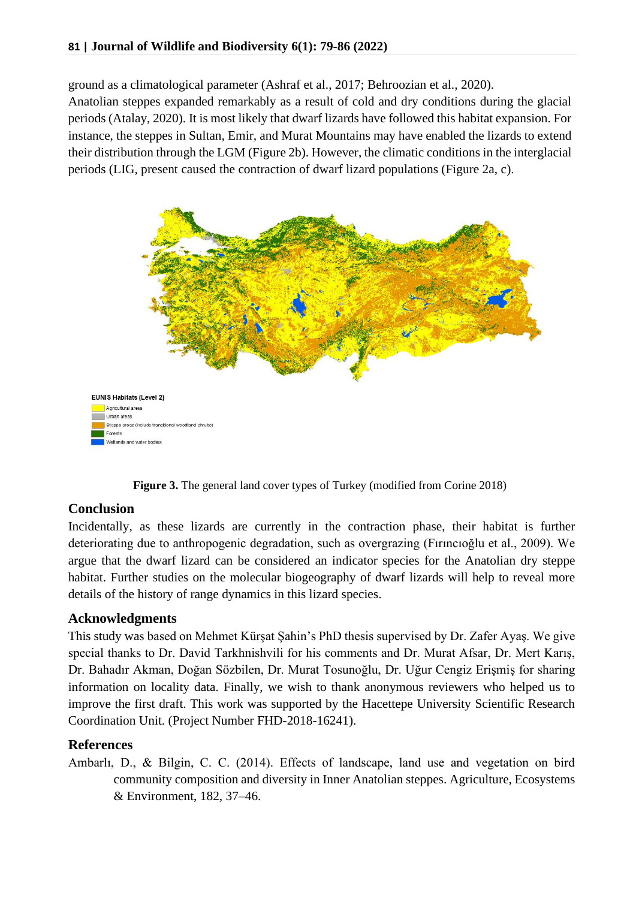ground as a climatological parameter (Ashraf et al., 2017; Behroozian et al., 2020).
Anatolian steppes expanded remarkably as a result of cold and dry conditions during the glacial periods (Atalay, 2020). It is most likely that dwarf lizards have followed this habitat expansion. For instance, the steppes in Sultan, Emir, and Murat Mountains may have enabled the lizards to extend their distribution through the LGM (Figure 2b). However, the climatic conditions in the interglacial periods (LIG, present caused the contraction of dwarf lizard populations (Figure 2a, c).

EUNIS Habitats (Level 2)
- Agricultural areas
- Urban areas
- Steppe areas (include transitional woodland shrubs)
- Forests
- Wetlands and water bodies

**Figure 3.** The general land cover types of Turkey (modified from Corine 2018)

## Conclusion

Incidentally, as these lizards are currently in the contraction phase, their habitat is further deteriorating due to anthropogenic degradation, such as overgrazing (Fırıncıoğlu et al., 2009). We argue that the dwarf lizard can be considered an indicator species for the Anatolian dry steppe habitat. Further studies on the molecular biogeography of dwarf lizards will help to reveal more details of the history of range dynamics in this lizard species.

## Acknowledgments

This study was based on Mehmet Kürşat Şahin's PhD thesis supervised by Dr. Zafer Ayaş. We give special thanks to Dr. David Tarkhnishvili for his comments and Dr. Murat Afsar, Dr. Mert Karış, Dr. Bahadır Akman, Doğan Sözbilen, Dr. Murat Tosunoğlu, Dr. Uğur Cengiz Erişmiş for sharing information on locality data. Finally, we wish to thank anonymous reviewers who helped us to improve the first draft. This work was supported by the Hacettepe University Scientific Research Coordination Unit. (Project Number FHD-2018-16241).

## References

Ambarlı, D., & Bilgin, C. C. (2014). Effects of landscape, land use and vegetation on bird community composition and diversity in Inner Anatolian steppes. Agriculture, Ecosystems & Environment, 182, 37–46.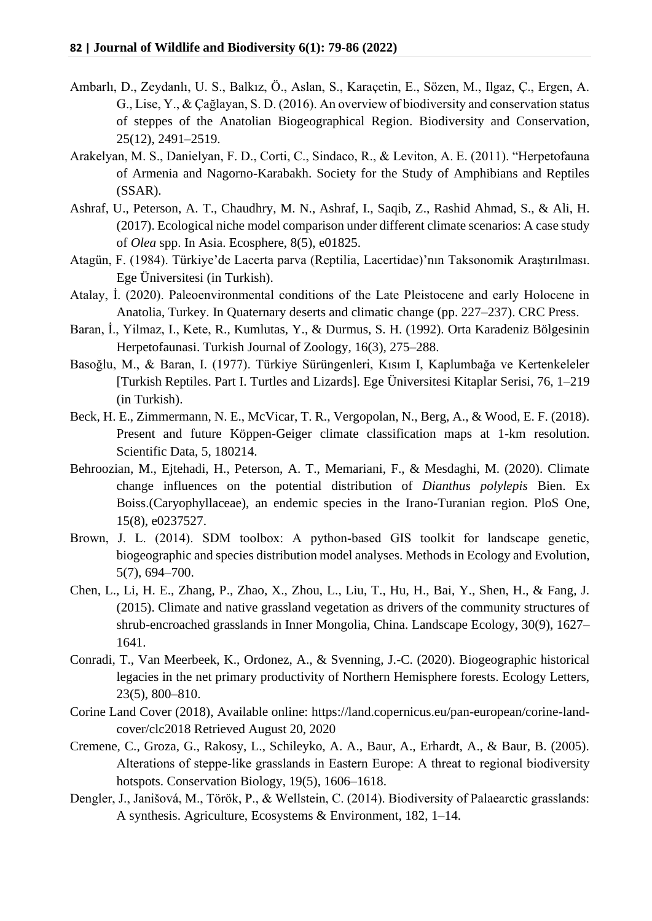Ambarlı, D., Zeydanlı, U. S., Balkız, Ö., Aslan, S., Karaçetin, E., Sözen, M., Ilgaz, Ç., Ergen, A. G., Lise, Y., & Çağlayan, S. D. (2016). An overview of biodiversity and conservation status of steppes of the Anatolian Biogeographical Region. Biodiversity and Conservation, 25(12), 2491–2519.

Arakelyan, M. S., Danielyan, F. D., Corti, C., Sindaco, R., & Leviton, A. E. (2011). "Herpetofauna of Armenia and Nagorno-Karabakh. Society for the Study of Amphibians and Reptiles (SSAR).

Ashraf, U., Peterson, A. T., Chaudhry, M. N., Ashraf, I., Saqib, Z., Rashid Ahmad, S., & Ali, H. (2017). Ecological niche model comparison under different climate scenarios: A case study of *Olea* spp. In Asia. Ecosphere, 8(5), e01825.

Atagün, F. (1984). Türkiye'de Lacerta parva (Reptilia, Lacertidae)'nın Taksonomik Araştırılması. Ege Üniversitesi (in Turkish).

Atalay, İ. (2020). Paleoenvironmental conditions of the Late Pleistocene and early Holocene in Anatolia, Turkey. In Quaternary deserts and climatic change (pp. 227–237). CRC Press.

Baran, İ., Yilmaz, I., Kete, R., Kumlutas, Y., & Durmus, S. H. (1992). Orta Karadeniz Bölgesinin Herpetofaunasi. Turkish Journal of Zoology, 16(3), 275–288.

Basoğlu, M., & Baran, I. (1977). Türkiye Sürüngenleri, Kısım I, Kaplumbağa ve Kertenkeleler [Turkish Reptiles. Part I. Turtles and Lizards]. Ege Üniversitesi Kitaplar Serisi, 76, 1–219 (in Turkish).

Beck, H. E., Zimmermann, N. E., McVicar, T. R., Vergopolan, N., Berg, A., & Wood, E. F. (2018). Present and future Köppen-Geiger climate classification maps at 1-km resolution. Scientific Data, 5, 180214.

Behroozian, M., Ejtehadi, H., Peterson, A. T., Memariani, F., & Mesdaghi, M. (2020). Climate change influences on the potential distribution of *Dianthus polylepis* Bien. Ex Boiss.(Caryophyllaceae), an endemic species in the Irano-Turanian region. PloS One, 15(8), e0237527.

Brown, J. L. (2014). SDM toolbox: A python-based GIS toolkit for landscape genetic, biogeographic and species distribution model analyses. Methods in Ecology and Evolution, 5(7), 694–700.

Chen, L., Li, H. E., Zhang, P., Zhao, X., Zhou, L., Liu, T., Hu, H., Bai, Y., Shen, H., & Fang, J. (2015). Climate and native grassland vegetation as drivers of the community structures of shrub-encroached grasslands in Inner Mongolia, China. Landscape Ecology, 30(9), 1627–1641.

Conradi, T., Van Meerbeek, K., Ordonez, A., & Svenning, J.-C. (2020). Biogeographic historical legacies in the net primary productivity of Northern Hemisphere forests. Ecology Letters, 23(5), 800–810.

Corine Land Cover (2018), Available online: https://land.copernicus.eu/pan-european/corine-land-cover/clc2018 Retrieved August 20, 2020

Cremene, C., Groza, G., Rakosy, L., Schileyko, A. A., Baur, A., Erhardt, A., & Baur, B. (2005). Alterations of steppe-like grasslands in Eastern Europe: A threat to regional biodiversity hotspots. Conservation Biology, 19(5), 1606–1618.

Dengler, J., Janišová, M., Török, P., & Wellstein, C. (2014). Biodiversity of Palaearctic grasslands: A synthesis. Agriculture, Ecosystems & Environment, 182, 1–14.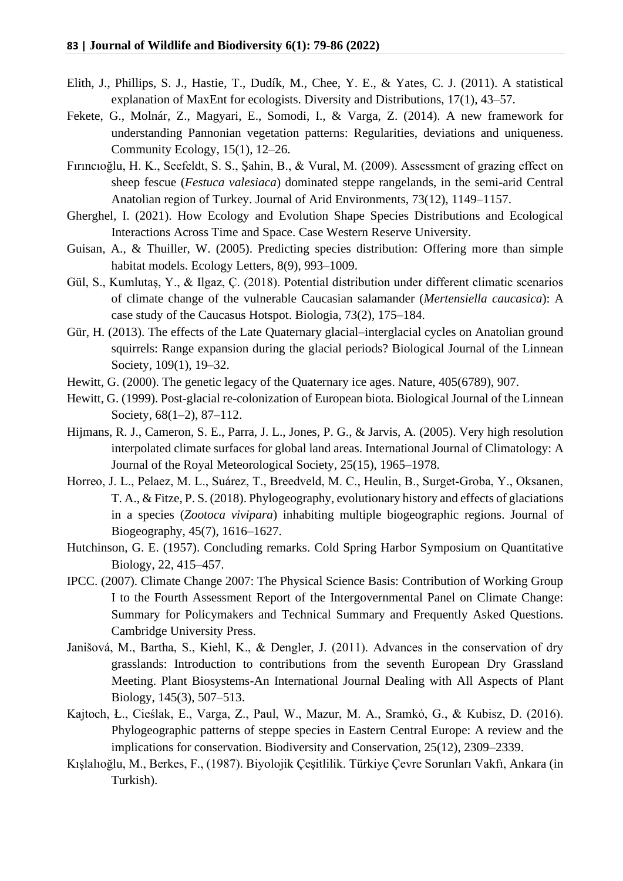Elith, J., Phillips, S. J., Hastie, T., Dudík, M., Chee, Y. E., & Yates, C. J. (2011). A statistical explanation of MaxEnt for ecologists. Diversity and Distributions, 17(1), 43–57.

Fekete, G., Molnár, Z., Magyari, E., Somodi, I., & Varga, Z. (2014). A new framework for understanding Pannonian vegetation patterns: Regularities, deviations and uniqueness. Community Ecology, 15(1), 12–26.

Fırıncıoğlu, H. K., Seefeldt, S. S., Şahin, B., & Vural, M. (2009). Assessment of grazing effect on sheep fescue (*Festuca valesiaca*) dominated steppe rangelands, in the semi-arid Central Anatolian region of Turkey. Journal of Arid Environments, 73(12), 1149–1157.

Gherghel, I. (2021). How Ecology and Evolution Shape Species Distributions and Ecological Interactions Across Time and Space. Case Western Reserve University.

Guisan, A., & Thuiller, W. (2005). Predicting species distribution: Offering more than simple habitat models. Ecology Letters, 8(9), 993–1009.

Gül, S., Kumlutaş, Y., & Ilgaz, Ç. (2018). Potential distribution under different climatic scenarios of climate change of the vulnerable Caucasian salamander (*Mertensiella caucasica*): A case study of the Caucasus Hotspot. Biologia, 73(2), 175–184.

Gür, H. (2013). The effects of the Late Quaternary glacial–interglacial cycles on Anatolian ground squirrels: Range expansion during the glacial periods? Biological Journal of the Linnean Society, 109(1), 19–32.

Hewitt, G. (2000). The genetic legacy of the Quaternary ice ages. Nature, 405(6789), 907.

Hewitt, G. (1999). Post-glacial re-colonization of European biota. Biological Journal of the Linnean Society, 68(1–2), 87–112.

Hijmans, R. J., Cameron, S. E., Parra, J. L., Jones, P. G., & Jarvis, A. (2005). Very high resolution interpolated climate surfaces for global land areas. International Journal of Climatology: A Journal of the Royal Meteorological Society, 25(15), 1965–1978.

Horreo, J. L., Pelaez, M. L., Suárez, T., Breedveld, M. C., Heulin, B., Surget-Groba, Y., Oksanen, T. A., & Fitze, P. S. (2018). Phylogeography, evolutionary history and effects of glaciations in a species (*Zootoca vivipara*) inhabiting multiple biogeographic regions. Journal of Biogeography, 45(7), 1616–1627.

Hutchinson, G. E. (1957). Concluding remarks. Cold Spring Harbor Symposium on Quantitative Biology, 22, 415–457.

IPCC. (2007). Climate Change 2007: The Physical Science Basis: Contribution of Working Group I to the Fourth Assessment Report of the Intergovernmental Panel on Climate Change: Summary for Policymakers and Technical Summary and Frequently Asked Questions. Cambridge University Press.

Janišová, M., Bartha, S., Kiehl, K., & Dengler, J. (2011). Advances in the conservation of dry grasslands: Introduction to contributions from the seventh European Dry Grassland Meeting. Plant Biosystems-An International Journal Dealing with All Aspects of Plant Biology, 145(3), 507–513.

Kajtoch, Ł., Cieślak, E., Varga, Z., Paul, W., Mazur, M. A., Sramkó, G., & Kubisz, D. (2016). Phylogeographic patterns of steppe species in Eastern Central Europe: A review and the implications for conservation. Biodiversity and Conservation, 25(12), 2309–2339.

Kışlalıoğlu, M., Berkes, F., (1987). Biyolojik Çeşitlilik. Türkiye Çevre Sorunları Vakfı, Ankara (in Turkish).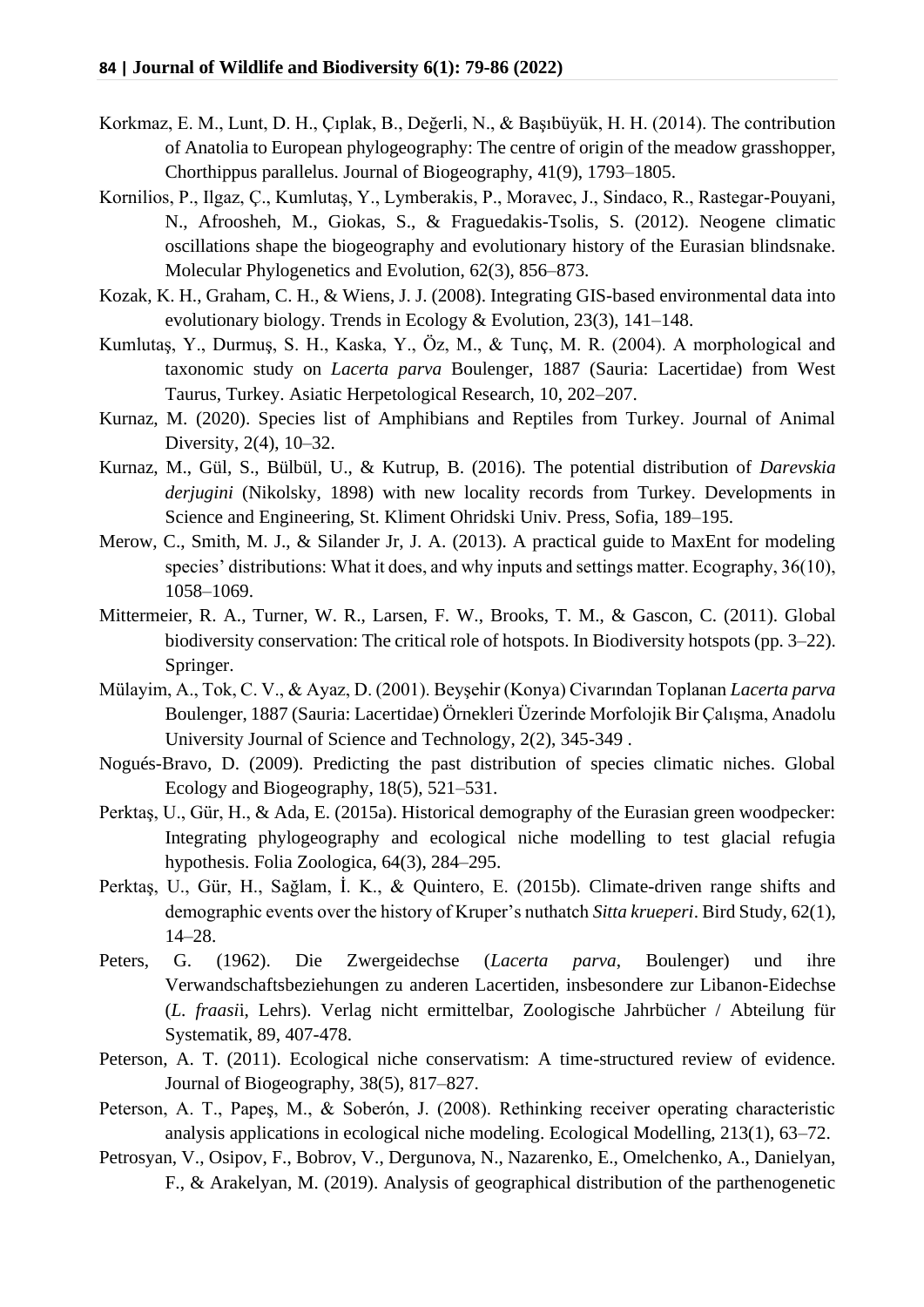Korkmaz, E. M., Lunt, D. H., Çıplak, B., Değerli, N., & Başıbüyük, H. H. (2014). The contribution of Anatolia to European phylogeography: The centre of origin of the meadow grasshopper, Chorthippus parallelus. Journal of Biogeography, 41(9), 1793–1805.

Kornilios, P., Ilgaz, Ç., Kumlutaş, Y., Lymberakis, P., Moravec, J., Sindaco, R., Rastegar-Pouyani, N., Afroosheh, M., Giokas, S., & Fraguedakis-Tsolis, S. (2012). Neogene climatic oscillations shape the biogeography and evolutionary history of the Eurasian blindsnake. Molecular Phylogenetics and Evolution, 62(3), 856–873.

Kozak, K. H., Graham, C. H., & Wiens, J. J. (2008). Integrating GIS-based environmental data into evolutionary biology. Trends in Ecology & Evolution, 23(3), 141–148.

Kumlutaş, Y., Durmuş, S. H., Kaska, Y., Öz, M., & Tunç, M. R. (2004). A morphological and taxonomic study on *Lacerta parva* Boulenger, 1887 (Sauria: Lacertidae) from West Taurus, Turkey. Asiatic Herpetological Research, 10, 202–207.

Kurnaz, M. (2020). Species list of Amphibians and Reptiles from Turkey. Journal of Animal Diversity, 2(4), 10–32.

Kurnaz, M., Gül, S., Bülbül, U., & Kutrup, B. (2016). The potential distribution of *Darevskia derjugini* (Nikolsky, 1898) with new locality records from Turkey. Developments in Science and Engineering, St. Kliment Ohridski Univ. Press, Sofia, 189–195.

Merow, C., Smith, M. J., & Silander Jr, J. A. (2013). A practical guide to MaxEnt for modeling species' distributions: What it does, and why inputs and settings matter. Ecography, 36(10), 1058–1069.

Mittermeier, R. A., Turner, W. R., Larsen, F. W., Brooks, T. M., & Gascon, C. (2011). Global biodiversity conservation: The critical role of hotspots. In Biodiversity hotspots (pp. 3–22). Springer.

Mülayim, A., Tok, C. V., & Ayaz, D. (2001). Beyşehir (Konya) Civarından Toplanan *Lacerta parva* Boulenger, 1887 (Sauria: Lacertidae) Örnekleri Üzerinde Morfolojik Bir Çalışma, Anadolu University Journal of Science and Technology, 2(2), 345-349 .

Nogués-Bravo, D. (2009). Predicting the past distribution of species climatic niches. Global Ecology and Biogeography, 18(5), 521–531.

Perktaş, U., Gür, H., & Ada, E. (2015a). Historical demography of the Eurasian green woodpecker: Integrating phylogeography and ecological niche modelling to test glacial refugia hypothesis. Folia Zoologica, 64(3), 284–295.

Perktaş, U., Gür, H., Sağlam, İ. K., & Quintero, E. (2015b). Climate-driven range shifts and demographic events over the history of Kruper's nuthatch *Sitta krueperi*. Bird Study, 62(1), 14–28.

Peters, G. (1962). Die Zwergeidechse (*Lacerta parva*, Boulenger) und ihre Verwandschaftsbeziehungen zu anderen Lacertiden, insbesondere zur Libanon-Eidechse (*L. fraasi*i, Lehrs). Verlag nicht ermittelbar, Zoologische Jahrbücher / Abteilung für Systematik, 89, 407-478.

Peterson, A. T. (2011). Ecological niche conservatism: A time-structured review of evidence. Journal of Biogeography, 38(5), 817–827.

Peterson, A. T., Papeş, M., & Soberón, J. (2008). Rethinking receiver operating characteristic analysis applications in ecological niche modeling. Ecological Modelling, 213(1), 63–72.

Petrosyan, V., Osipov, F., Bobrov, V., Dergunova, N., Nazarenko, E., Omelchenko, A., Danielyan, F., & Arakelyan, M. (2019). Analysis of geographical distribution of the parthenogenetic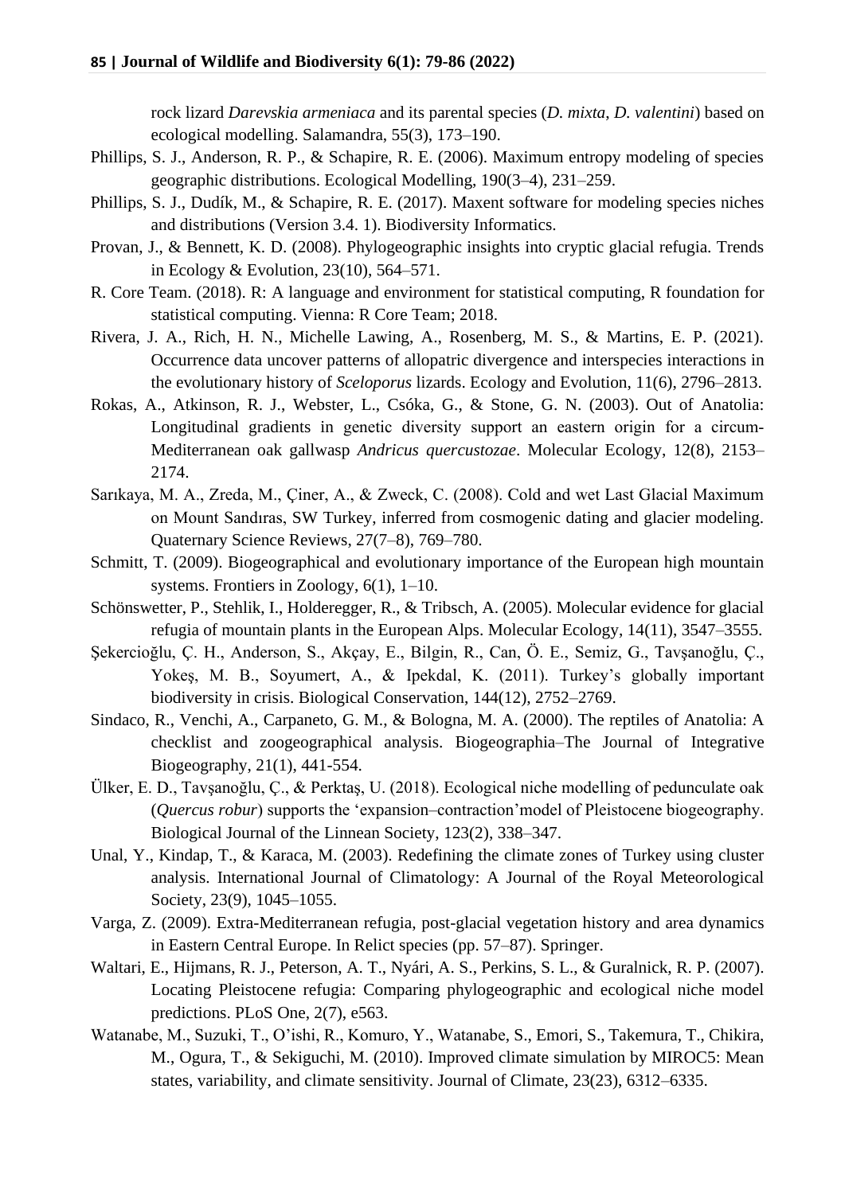rock lizard *Darevskia armeniaca* and its parental species (*D. mixta*, *D. valentini*) based on ecological modelling. Salamandra, 55(3), 173–190.

Phillips, S. J., Anderson, R. P., & Schapire, R. E. (2006). Maximum entropy modeling of species geographic distributions. Ecological Modelling, 190(3–4), 231–259.

Phillips, S. J., Dudík, M., & Schapire, R. E. (2017). Maxent software for modeling species niches and distributions (Version 3.4. 1). Biodiversity Informatics.

Provan, J., & Bennett, K. D. (2008). Phylogeographic insights into cryptic glacial refugia. Trends in Ecology & Evolution, 23(10), 564–571.

R. Core Team. (2018). R: A language and environment for statistical computing, R foundation for statistical computing. Vienna: R Core Team; 2018.

Rivera, J. A., Rich, H. N., Michelle Lawing, A., Rosenberg, M. S., & Martins, E. P. (2021). Occurrence data uncover patterns of allopatric divergence and interspecies interactions in the evolutionary history of *Sceloporus* lizards. Ecology and Evolution, 11(6), 2796–2813.

Rokas, A., Atkinson, R. J., Webster, L., Csóka, G., & Stone, G. N. (2003). Out of Anatolia: Longitudinal gradients in genetic diversity support an eastern origin for a circum-Mediterranean oak gallwasp *Andricus quercustozae*. Molecular Ecology, 12(8), 2153–2174.

Sarıkaya, M. A., Zreda, M., Çiner, A., & Zweck, C. (2008). Cold and wet Last Glacial Maximum on Mount Sandıras, SW Turkey, inferred from cosmogenic dating and glacier modeling. Quaternary Science Reviews, 27(7–8), 769–780.

Schmitt, T. (2009). Biogeographical and evolutionary importance of the European high mountain systems. Frontiers in Zoology, 6(1), 1–10.

Schönswetter, P., Stehlik, I., Holderegger, R., & Tribsch, A. (2005). Molecular evidence for glacial refugia of mountain plants in the European Alps. Molecular Ecology, 14(11), 3547–3555.

Şekercioğlu, Ç. H., Anderson, S., Akçay, E., Bilgin, R., Can, Ö. E., Semiz, G., Tavşanoğlu, Ç., Yokeş, M. B., Soyumert, A., & Ipekdal, K. (2011). Turkey's globally important biodiversity in crisis. Biological Conservation, 144(12), 2752–2769.

Sindaco, R., Venchi, A., Carpaneto, G. M., & Bologna, M. A. (2000). The reptiles of Anatolia: A checklist and zoogeographical analysis. Biogeographia–The Journal of Integrative Biogeography, 21(1), 441-554.

Ülker, E. D., Tavşanoğlu, Ç., & Perktaş, U. (2018). Ecological niche modelling of pedunculate oak (*Quercus robur*) supports the 'expansion–contraction'model of Pleistocene biogeography. Biological Journal of the Linnean Society, 123(2), 338–347.

Unal, Y., Kindap, T., & Karaca, M. (2003). Redefining the climate zones of Turkey using cluster analysis. International Journal of Climatology: A Journal of the Royal Meteorological Society, 23(9), 1045–1055.

Varga, Z. (2009). Extra-Mediterranean refugia, post-glacial vegetation history and area dynamics in Eastern Central Europe. In Relict species (pp. 57–87). Springer.

Waltari, E., Hijmans, R. J., Peterson, A. T., Nyári, A. S., Perkins, S. L., & Guralnick, R. P. (2007). Locating Pleistocene refugia: Comparing phylogeographic and ecological niche model predictions. PLoS One, 2(7), e563.

Watanabe, M., Suzuki, T., O'ishi, R., Komuro, Y., Watanabe, S., Emori, S., Takemura, T., Chikira, M., Ogura, T., & Sekiguchi, M. (2010). Improved climate simulation by MIROC5: Mean states, variability, and climate sensitivity. Journal of Climate, 23(23), 6312–6335.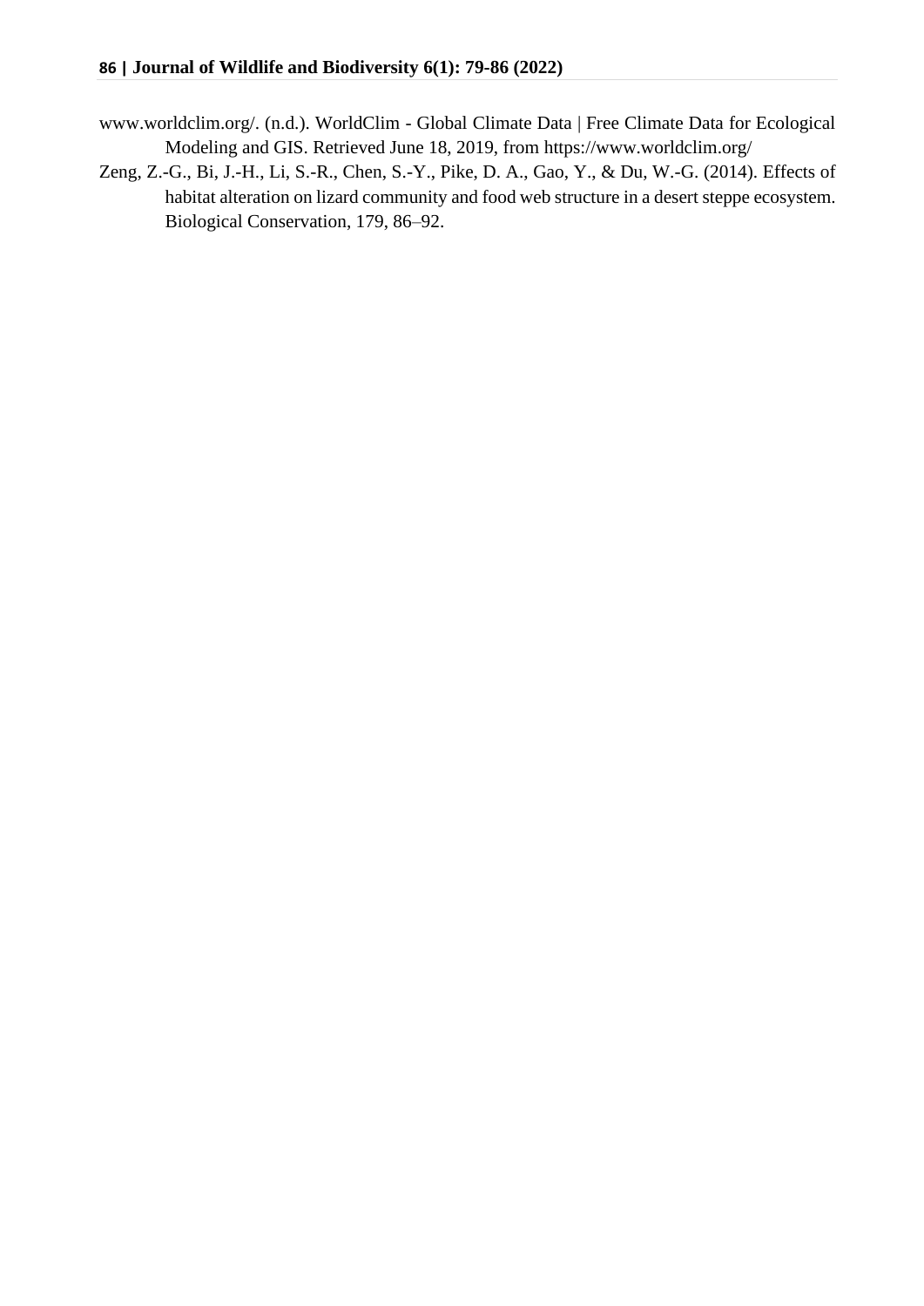www.worldclim.org/. (n.d.). WorldClim - Global Climate Data | Free Climate Data for Ecological Modeling and GIS. Retrieved June 18, 2019, from https://www.worldclim.org/

Zeng, Z.-G., Bi, J.-H., Li, S.-R., Chen, S.-Y., Pike, D. A., Gao, Y., & Du, W.-G. (2014). Effects of habitat alteration on lizard community and food web structure in a desert steppe ecosystem. Biological Conservation, 179, 86–92.